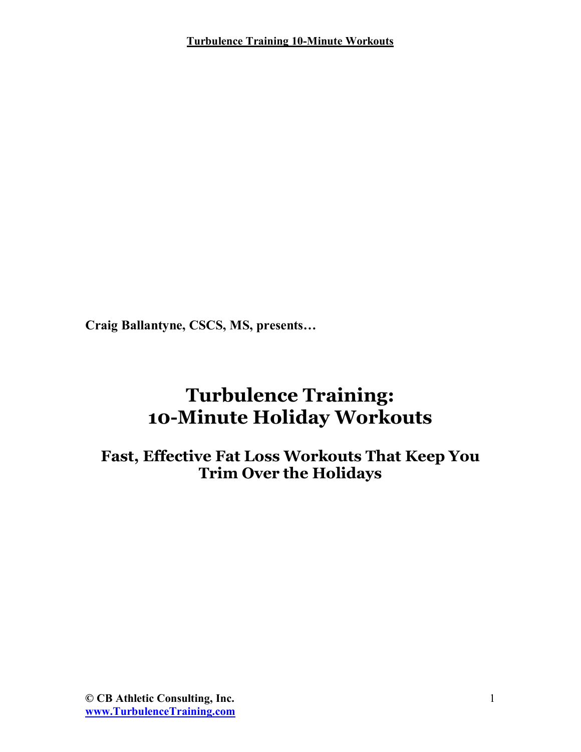**Craig Ballantyne, CSCS, MS, presents…**

# Turbulence Training: 10-Minute Holiday Workouts

## Fast, Effective Fat Loss Workouts That Keep You Trim Over the Holidays

**© CB Athletic Consulting, Inc.**
**www.TurbulenceTraining.com**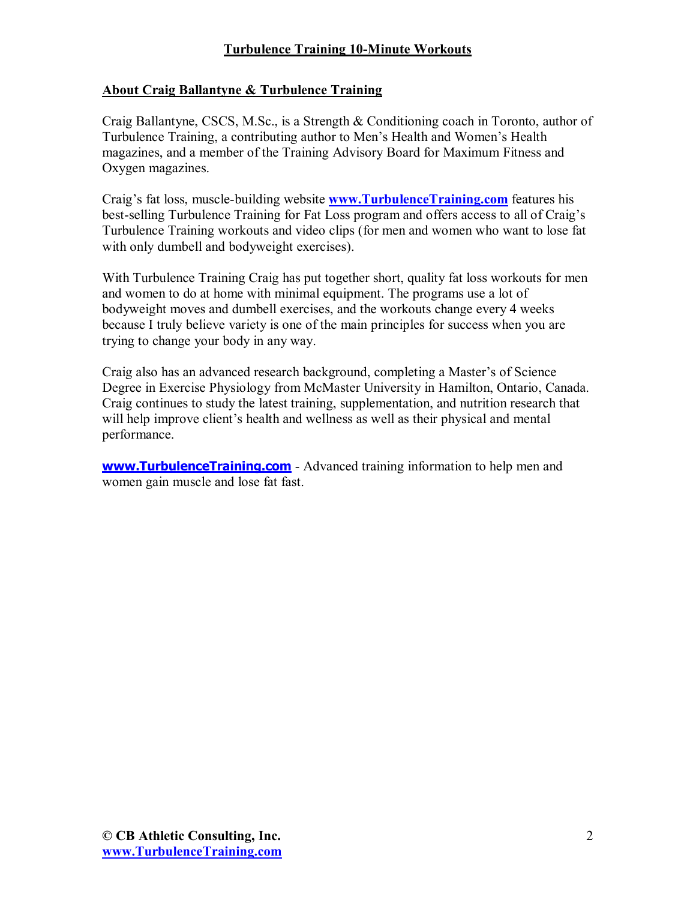## About Craig Ballantyne & Turbulence Training

Craig Ballantyne, CSCS, M.Sc., is a Strength & Conditioning coach in Toronto, author of Turbulence Training, a contributing author to Men's Health and Women's Health magazines, and a member of the Training Advisory Board for Maximum Fitness and Oxygen magazines.

Craig's fat loss, muscle-building website **www.TurbulenceTraining.com** features his best-selling Turbulence Training for Fat Loss program and offers access to all of Craig's Turbulence Training workouts and video clips (for men and women who want to lose fat with only dumbell and bodyweight exercises).

With Turbulence Training Craig has put together short, quality fat loss workouts for men and women to do at home with minimal equipment. The programs use a lot of bodyweight moves and dumbell exercises, and the workouts change every 4 weeks because I truly believe variety is one of the main principles for success when you are trying to change your body in any way.

Craig also has an advanced research background, completing a Master's of Science Degree in Exercise Physiology from McMaster University in Hamilton, Ontario, Canada. Craig continues to study the latest training, supplementation, and nutrition research that will help improve client's health and wellness as well as their physical and mental performance.

**www.TurbulenceTraining.com** - Advanced training information to help men and women gain muscle and lose fat fast.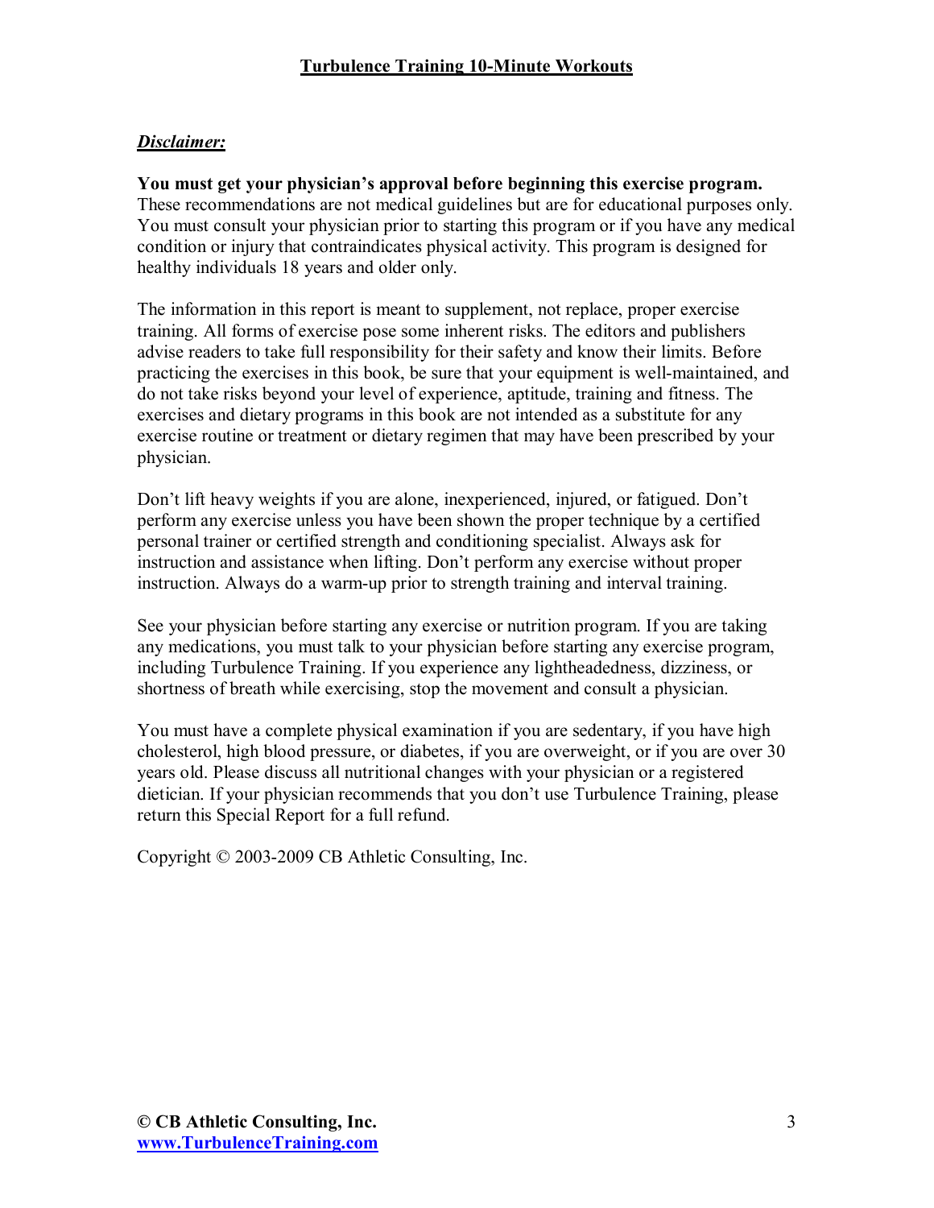***Disclaimer:***

**You must get your physician's approval before beginning this exercise program.** These recommendations are not medical guidelines but are for educational purposes only. You must consult your physician prior to starting this program or if you have any medical condition or injury that contraindicates physical activity. This program is designed for healthy individuals 18 years and older only.

The information in this report is meant to supplement, not replace, proper exercise training. All forms of exercise pose some inherent risks. The editors and publishers advise readers to take full responsibility for their safety and know their limits. Before practicing the exercises in this book, be sure that your equipment is well-maintained, and do not take risks beyond your level of experience, aptitude, training and fitness. The exercises and dietary programs in this book are not intended as a substitute for any exercise routine or treatment or dietary regimen that may have been prescribed by your physician.

Don't lift heavy weights if you are alone, inexperienced, injured, or fatigued. Don't perform any exercise unless you have been shown the proper technique by a certified personal trainer or certified strength and conditioning specialist. Always ask for instruction and assistance when lifting. Don't perform any exercise without proper instruction. Always do a warm-up prior to strength training and interval training.

See your physician before starting any exercise or nutrition program. If you are taking any medications, you must talk to your physician before starting any exercise program, including Turbulence Training. If you experience any lightheadedness, dizziness, or shortness of breath while exercising, stop the movement and consult a physician.

You must have a complete physical examination if you are sedentary, if you have high cholesterol, high blood pressure, or diabetes, if you are overweight, or if you are over 30 years old. Please discuss all nutritional changes with your physician or a registered dietician. If your physician recommends that you don't use Turbulence Training, please return this Special Report for a full refund.

Copyright © 2003-2009 CB Athletic Consulting, Inc.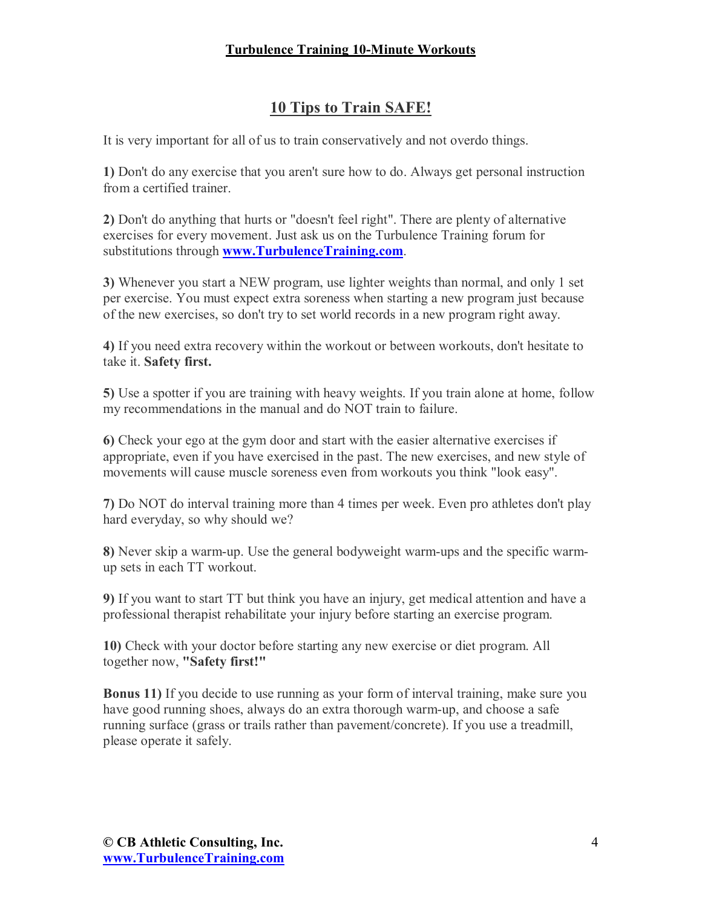## 10 Tips to Train SAFE!

It is very important for all of us to train conservatively and not overdo things.

**1)** Don't do any exercise that you aren't sure how to do. Always get personal instruction from a certified trainer.

**2)** Don't do anything that hurts or "doesn't feel right". There are plenty of alternative exercises for every movement. Just ask us on the Turbulence Training forum for substitutions through **www.TurbulenceTraining.com**.

**3)** Whenever you start a NEW program, use lighter weights than normal, and only 1 set per exercise. You must expect extra soreness when starting a new program just because of the new exercises, so don't try to set world records in a new program right away.

**4)** If you need extra recovery within the workout or between workouts, don't hesitate to take it. **Safety first.**

**5)** Use a spotter if you are training with heavy weights. If you train alone at home, follow my recommendations in the manual and do NOT train to failure.

**6)** Check your ego at the gym door and start with the easier alternative exercises if appropriate, even if you have exercised in the past. The new exercises, and new style of movements will cause muscle soreness even from workouts you think "look easy".

**7)** Do NOT do interval training more than 4 times per week. Even pro athletes don't play hard everyday, so why should we?

**8)** Never skip a warm-up. Use the general bodyweight warm-ups and the specific warm-up sets in each TT workout.

**9)** If you want to start TT but think you have an injury, get medical attention and have a professional therapist rehabilitate your injury before starting an exercise program.

**10)** Check with your doctor before starting any new exercise or diet program. All together now, **"Safety first!"**

**Bonus 11)** If you decide to use running as your form of interval training, make sure you have good running shoes, always do an extra thorough warm-up, and choose a safe running surface (grass or trails rather than pavement/concrete). If you use a treadmill, please operate it safely.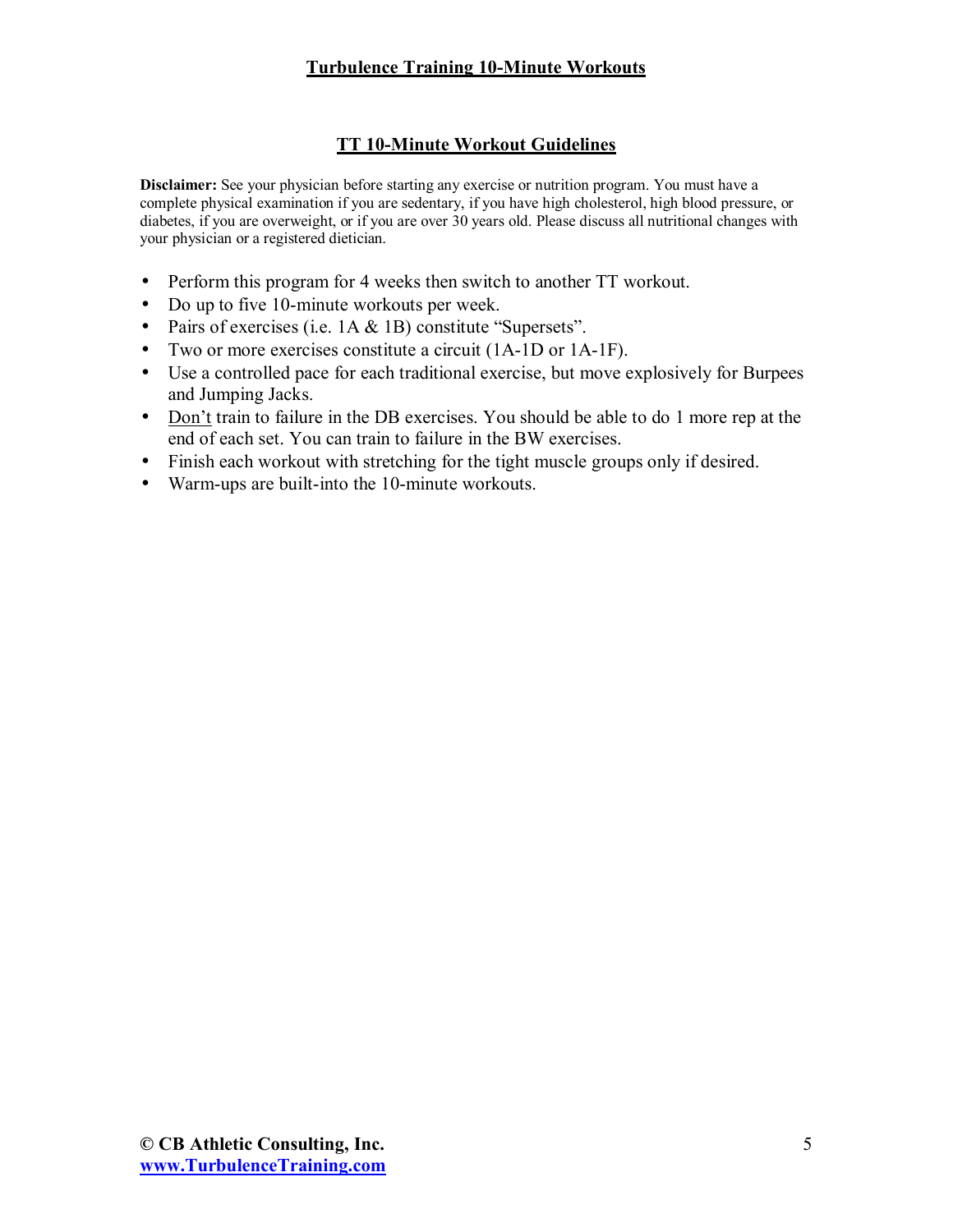## TT 10-Minute Workout Guidelines

**Disclaimer:** See your physician before starting any exercise or nutrition program. You must have a complete physical examination if you are sedentary, if you have high cholesterol, high blood pressure, or diabetes, if you are overweight, or if you are over 30 years old. Please discuss all nutritional changes with your physician or a registered dietician.

- Perform this program for 4 weeks then switch to another TT workout.
- Do up to five 10-minute workouts per week.
- Pairs of exercises (i.e. 1A & 1B) constitute "Supersets".
- Two or more exercises constitute a circuit (1A-1D or 1A-1F).
- Use a controlled pace for each traditional exercise, but move explosively for Burpees and Jumping Jacks.
- <u>Don't</u> train to failure in the DB exercises. You should be able to do 1 more rep at the end of each set. You can train to failure in the BW exercises.
- Finish each workout with stretching for the tight muscle groups only if desired.
- Warm-ups are built-into the 10-minute workouts.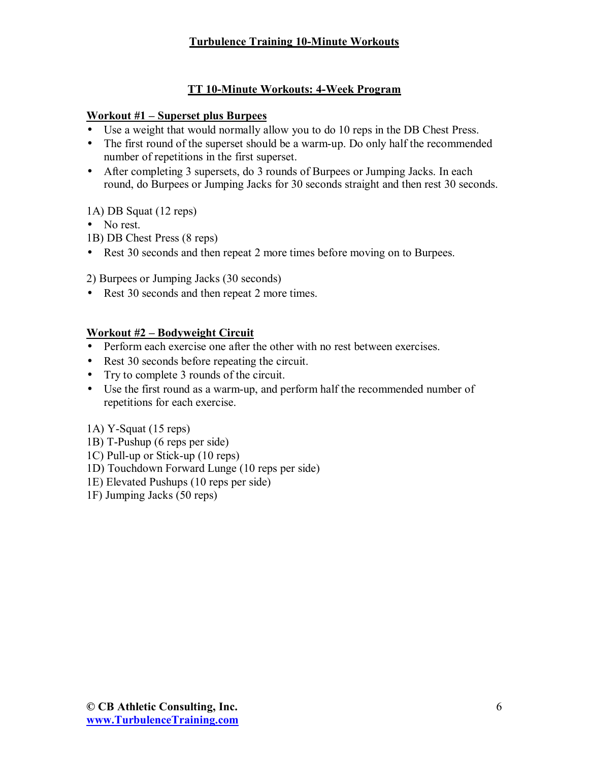## TT 10-Minute Workouts: 4-Week Program

### Workout #1 – Superset plus Burpees

- Use a weight that would normally allow you to do 10 reps in the DB Chest Press.
- The first round of the superset should be a warm-up. Do only half the recommended number of repetitions in the first superset.
- After completing 3 supersets, do 3 rounds of Burpees or Jumping Jacks. In each round, do Burpees or Jumping Jacks for 30 seconds straight and then rest 30 seconds.

1A) DB Squat (12 reps)

- No rest.

1B) DB Chest Press (8 reps)

- Rest 30 seconds and then repeat 2 more times before moving on to Burpees.

2) Burpees or Jumping Jacks (30 seconds)

- Rest 30 seconds and then repeat 2 more times.

### Workout #2 – Bodyweight Circuit

- Perform each exercise one after the other with no rest between exercises.
- Rest 30 seconds before repeating the circuit.
- Try to complete 3 rounds of the circuit.
- Use the first round as a warm-up, and perform half the recommended number of repetitions for each exercise.

1A) Y-Squat (15 reps)  
1B) T-Pushup (6 reps per side)  
1C) Pull-up or Stick-up (10 reps)  
1D) Touchdown Forward Lunge (10 reps per side)  
1E) Elevated Pushups (10 reps per side)  
1F) Jumping Jacks (50 reps)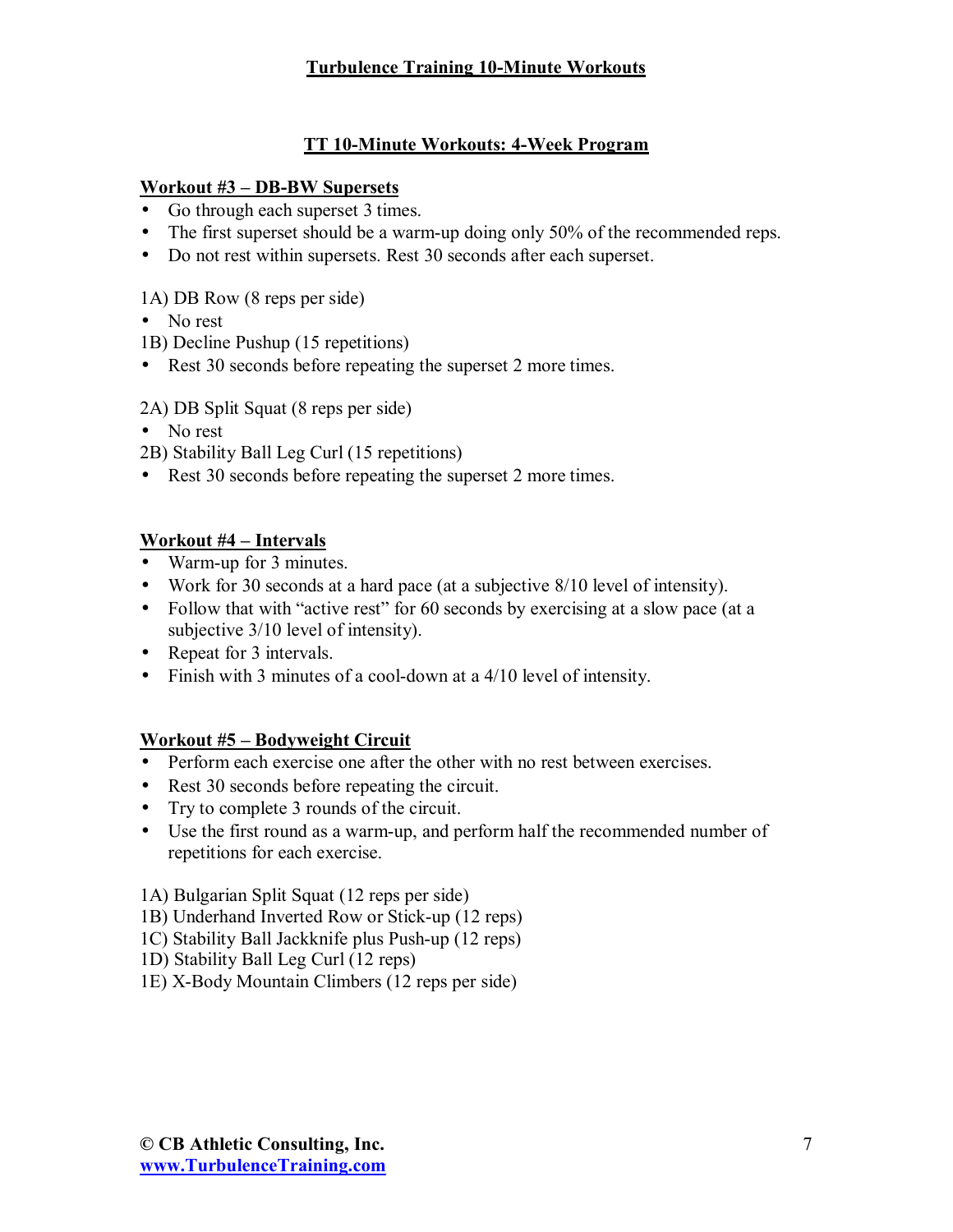## TT 10-Minute Workouts: 4-Week Program

### Workout #3 – DB-BW Supersets

- Go through each superset 3 times.
- The first superset should be a warm-up doing only 50% of the recommended reps.
- Do not rest within supersets. Rest 30 seconds after each superset.

1A) DB Row (8 reps per side)
- No rest

1B) Decline Pushup (15 repetitions)
- Rest 30 seconds before repeating the superset 2 more times.

2A) DB Split Squat (8 reps per side)
- No rest

2B) Stability Ball Leg Curl (15 repetitions)
- Rest 30 seconds before repeating the superset 2 more times.

### Workout #4 – Intervals

- Warm-up for 3 minutes.
- Work for 30 seconds at a hard pace (at a subjective 8/10 level of intensity).
- Follow that with "active rest" for 60 seconds by exercising at a slow pace (at a subjective 3/10 level of intensity).
- Repeat for 3 intervals.
- Finish with 3 minutes of a cool-down at a 4/10 level of intensity.

### Workout #5 – Bodyweight Circuit

- Perform each exercise one after the other with no rest between exercises.
- Rest 30 seconds before repeating the circuit.
- Try to complete 3 rounds of the circuit.
- Use the first round as a warm-up, and perform half the recommended number of repetitions for each exercise.

1A) Bulgarian Split Squat (12 reps per side)
1B) Underhand Inverted Row or Stick-up (12 reps)
1C) Stability Ball Jackknife plus Push-up (12 reps)
1D) Stability Ball Leg Curl (12 reps)
1E) X-Body Mountain Climbers (12 reps per side)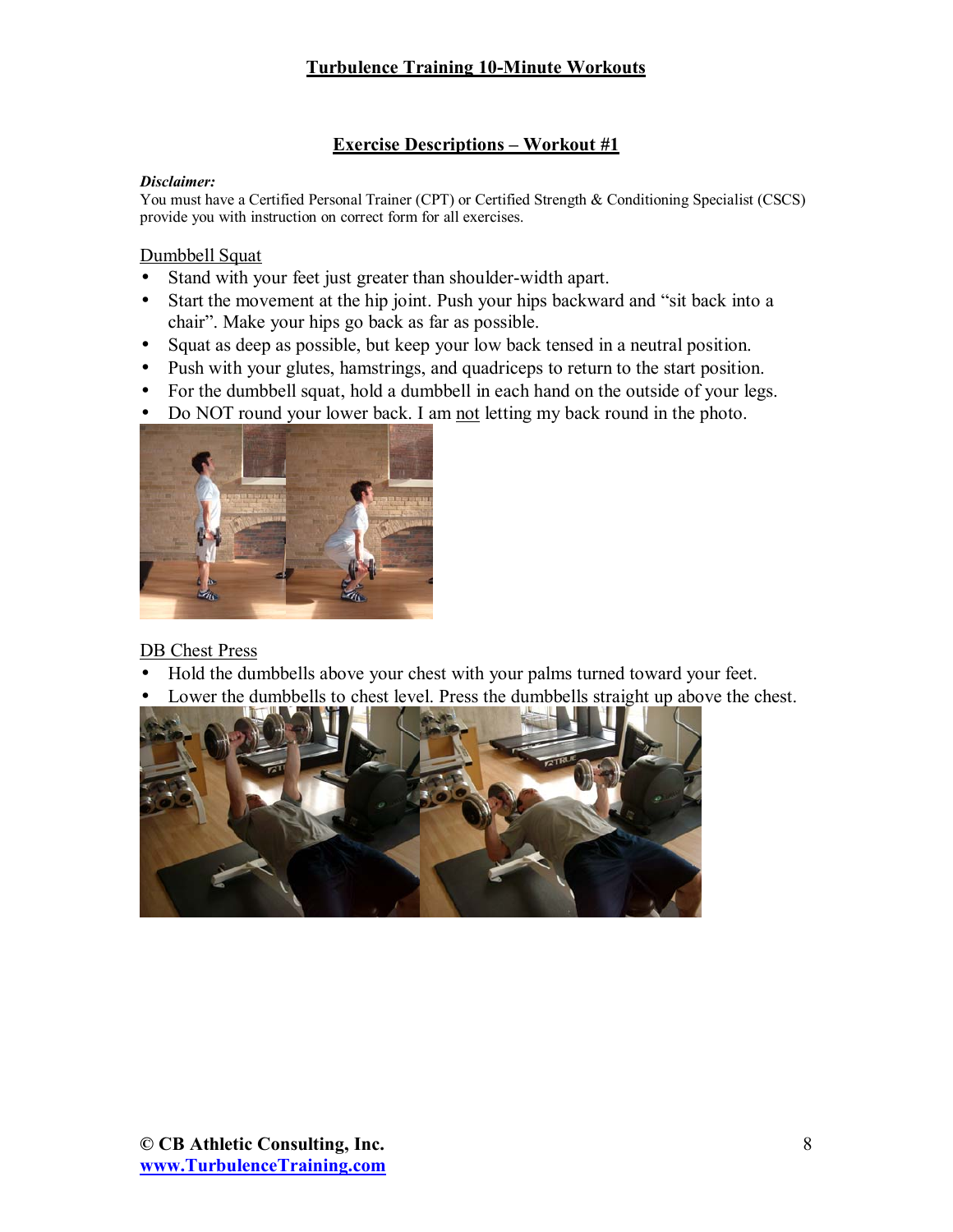# Turbulence Training 10-Minute Workouts

## Exercise Descriptions – Workout #1

***Disclaimer:***
You must have a Certified Personal Trainer (CPT) or Certified Strength & Conditioning Specialist (CSCS) provide you with instruction on correct form for all exercises.

Dumbbell Squat

- Stand with your feet just greater than shoulder-width apart.
- Start the movement at the hip joint. Push your hips backward and "sit back into a chair". Make your hips go back as far as possible.
- Squat as deep as possible, but keep your low back tensed in a neutral position.
- Push with your glutes, hamstrings, and quadriceps to return to the start position.
- For the dumbbell squat, hold a dumbbell in each hand on the outside of your legs.
- Do NOT round your lower back. I am not letting my back round in the photo.

DB Chest Press

- Hold the dumbbells above your chest with your palms turned toward your feet.
- Lower the dumbbells to chest level. Press the dumbbells straight up above the chest.

**© CB Athletic Consulting, Inc.**
**www.TurbulenceTraining.com**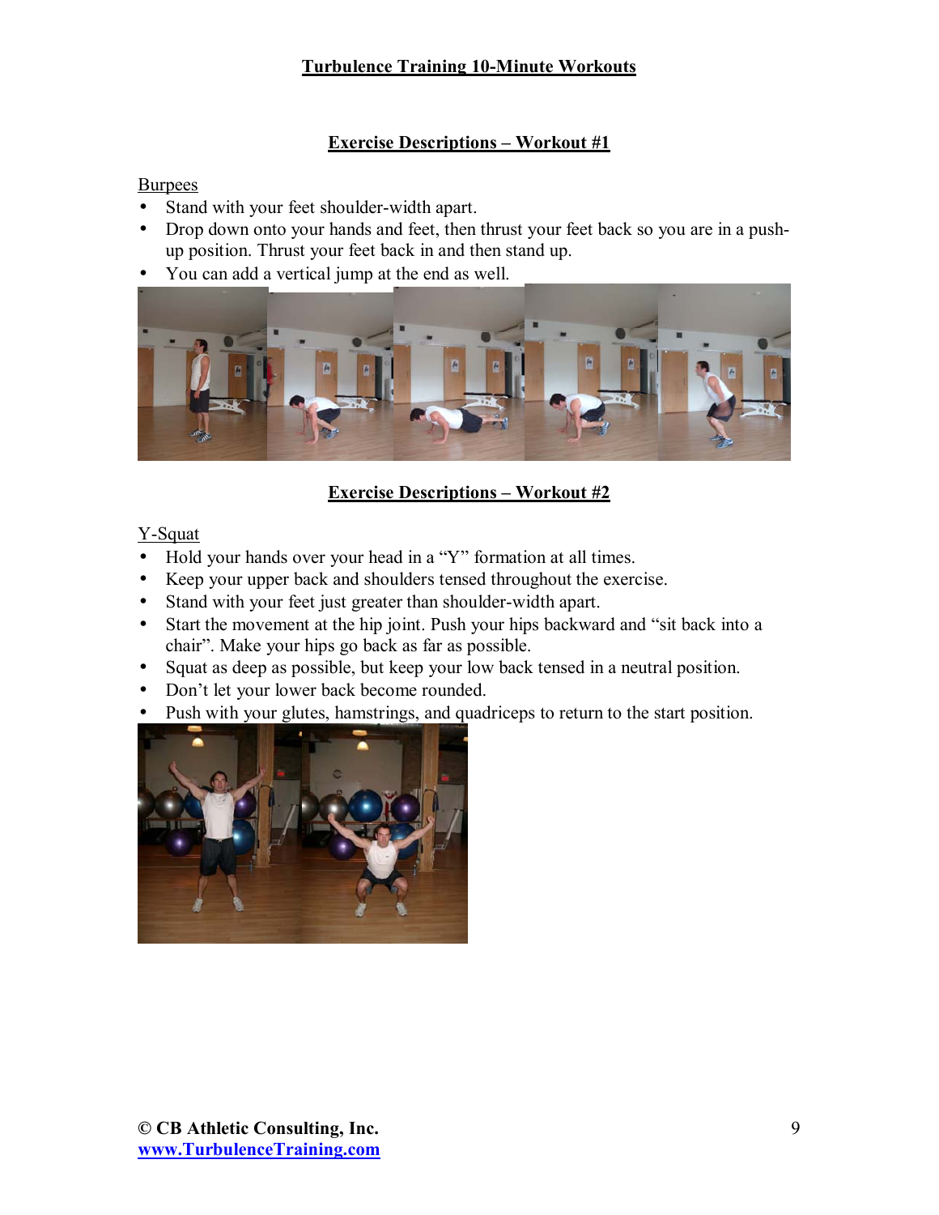## Exercise Descriptions – Workout #1

Burpees

- Stand with your feet shoulder-width apart.
- Drop down onto your hands and feet, then thrust your feet back so you are in a push-up position. Thrust your feet back in and then stand up.
- You can add a vertical jump at the end as well.

## Exercise Descriptions – Workout #2

Y-Squat

- Hold your hands over your head in a "Y" formation at all times.
- Keep your upper back and shoulders tensed throughout the exercise.
- Stand with your feet just greater than shoulder-width apart.
- Start the movement at the hip joint. Push your hips backward and "sit back into a chair". Make your hips go back as far as possible.
- Squat as deep as possible, but keep your low back tensed in a neutral position.
- Don't let your lower back become rounded.
- Push with your glutes, hamstrings, and quadriceps to return to the start position.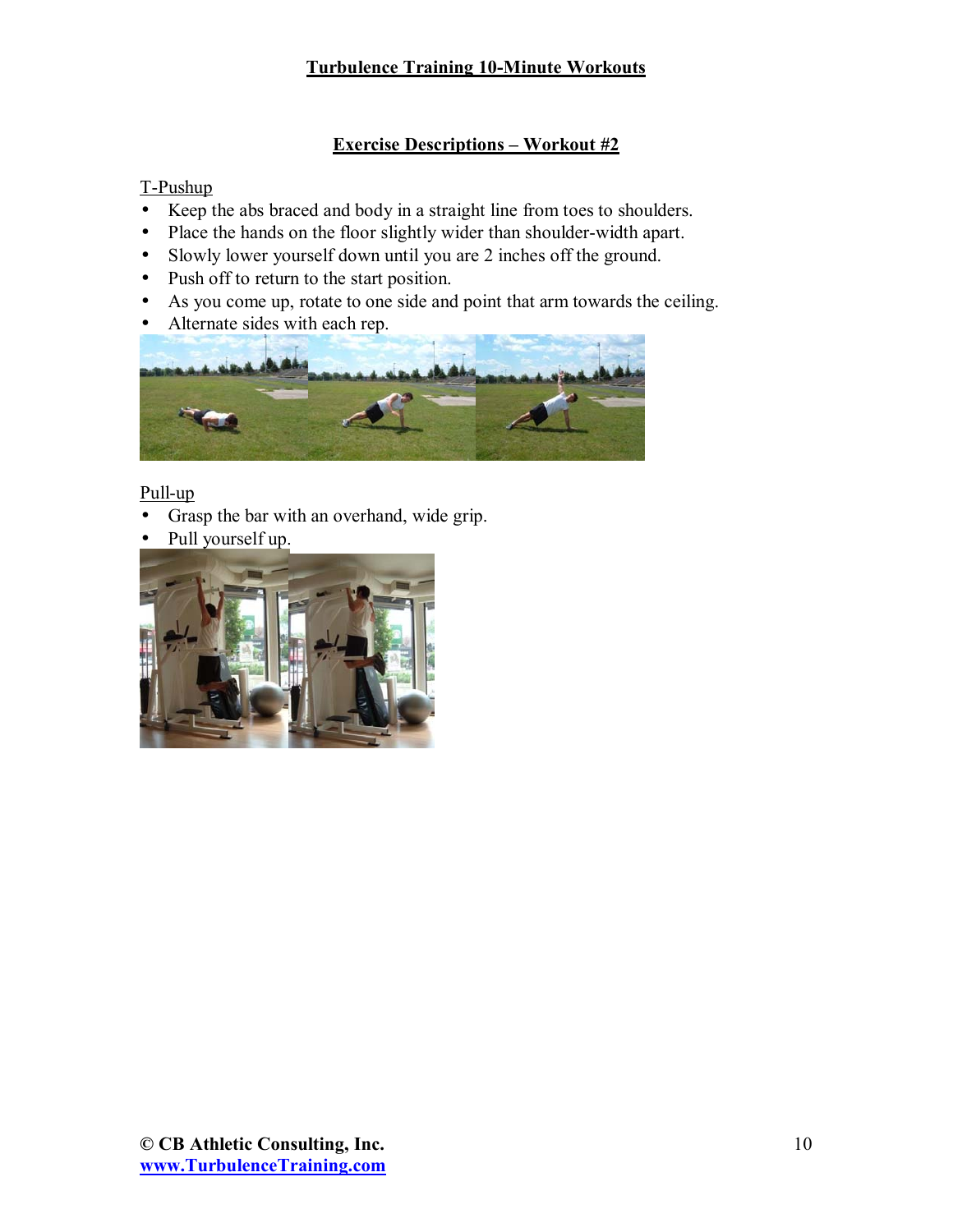## Exercise Descriptions – Workout #2

T-Pushup

- Keep the abs braced and body in a straight line from toes to shoulders.
- Place the hands on the floor slightly wider than shoulder-width apart.
- Slowly lower yourself down until you are 2 inches off the ground.
- Push off to return to the start position.
- As you come up, rotate to one side and point that arm towards the ceiling.
- Alternate sides with each rep.

Pull-up

- Grasp the bar with an overhand, wide grip.
- Pull yourself up.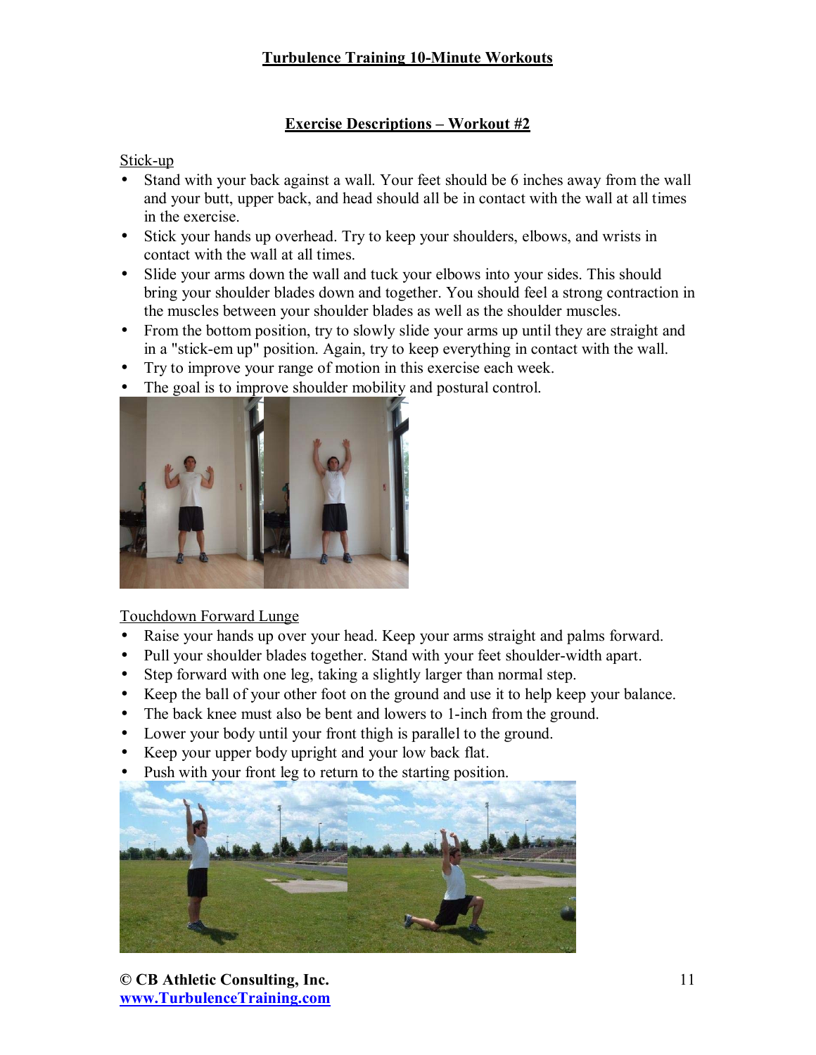## Exercise Descriptions – Workout #2

Stick-up

- Stand with your back against a wall. Your feet should be 6 inches away from the wall and your butt, upper back, and head should all be in contact with the wall at all times in the exercise.
- Stick your hands up overhead. Try to keep your shoulders, elbows, and wrists in contact with the wall at all times.
- Slide your arms down the wall and tuck your elbows into your sides. This should bring your shoulder blades down and together. You should feel a strong contraction in the muscles between your shoulder blades as well as the shoulder muscles.
- From the bottom position, try to slowly slide your arms up until they are straight and in a "stick-em up" position. Again, try to keep everything in contact with the wall.
- Try to improve your range of motion in this exercise each week.
- The goal is to improve shoulder mobility and postural control.

Touchdown Forward Lunge

- Raise your hands up over your head. Keep your arms straight and palms forward.
- Pull your shoulder blades together. Stand with your feet shoulder-width apart.
- Step forward with one leg, taking a slightly larger than normal step.
- Keep the ball of your other foot on the ground and use it to help keep your balance.
- The back knee must also be bent and lowers to 1-inch from the ground.
- Lower your body until your front thigh is parallel to the ground.
- Keep your upper body upright and your low back flat.
- Push with your front leg to return to the starting position.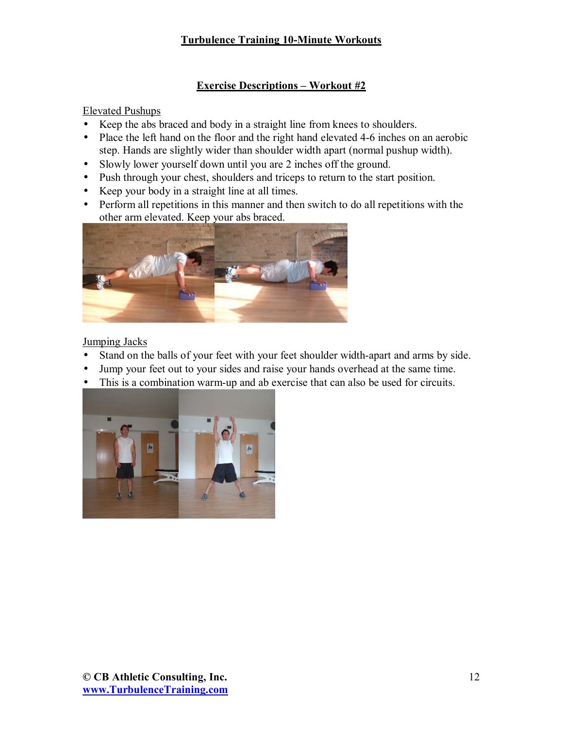## Exercise Descriptions – Workout #2

### Elevated Pushups

- Keep the abs braced and body in a straight line from knees to shoulders.
- Place the left hand on the floor and the right hand elevated 4-6 inches on an aerobic step. Hands are slightly wider than shoulder width apart (normal pushup width).
- Slowly lower yourself down until you are 2 inches off the ground.
- Push through your chest, shoulders and triceps to return to the start position.
- Keep your body in a straight line at all times.
- Perform all repetitions in this manner and then switch to do all repetitions with the other arm elevated. Keep your abs braced.

### Jumping Jacks

- Stand on the balls of your feet with your feet shoulder width-apart and arms by side.
- Jump your feet out to your sides and raise your hands overhead at the same time.
- This is a combination warm-up and ab exercise that can also be used for circuits.

© CB Athletic Consulting, Inc.
www.TurbulenceTraining.com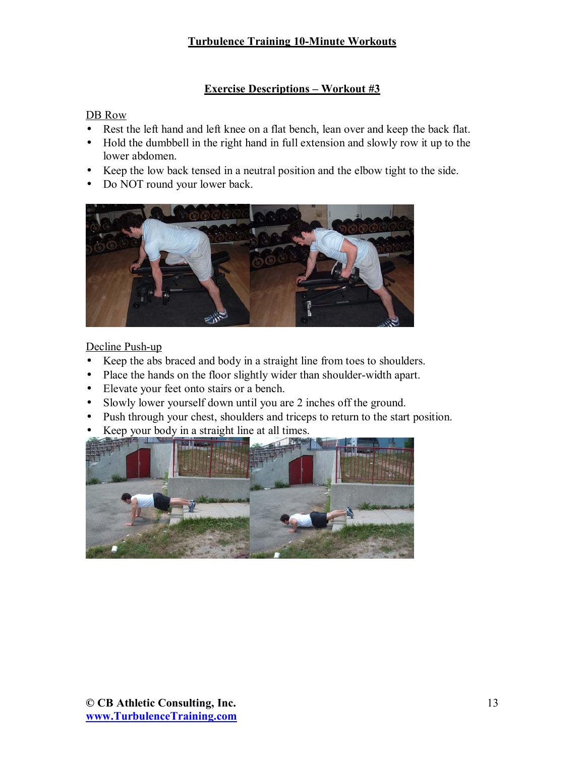## Exercise Descriptions – Workout #3

### DB Row

- Rest the left hand and left knee on a flat bench, lean over and keep the back flat.
- Hold the dumbbell in the right hand in full extension and slowly row it up to the lower abdomen.
- Keep the low back tensed in a neutral position and the elbow tight to the side.
- Do NOT round your lower back.

### Decline Push-up

- Keep the abs braced and body in a straight line from toes to shoulders.
- Place the hands on the floor slightly wider than shoulder-width apart.
- Elevate your feet onto stairs or a bench.
- Slowly lower yourself down until you are 2 inches off the ground.
- Push through your chest, shoulders and triceps to return to the start position.
- Keep your body in a straight line at all times.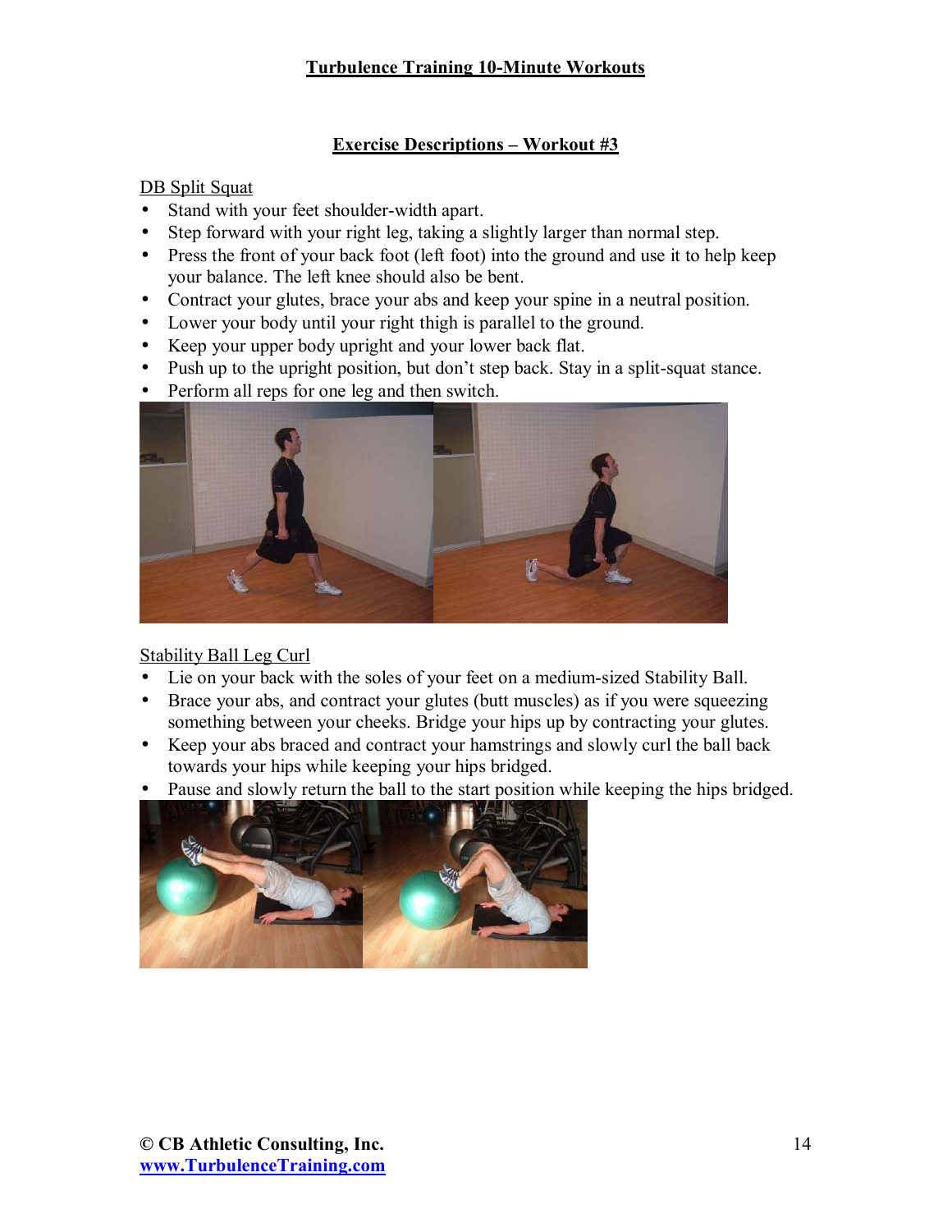## Exercise Descriptions – Workout #3

### DB Split Squat

- Stand with your feet shoulder-width apart.
- Step forward with your right leg, taking a slightly larger than normal step.
- Press the front of your back foot (left foot) into the ground and use it to help keep your balance. The left knee should also be bent.
- Contract your glutes, brace your abs and keep your spine in a neutral position.
- Lower your body until your right thigh is parallel to the ground.
- Keep your upper body upright and your lower back flat.
- Push up to the upright position, but don't step back. Stay in a split-squat stance.
- Perform all reps for one leg and then switch.

### Stability Ball Leg Curl

- Lie on your back with the soles of your feet on a medium-sized Stability Ball.
- Brace your abs, and contract your glutes (butt muscles) as if you were squeezing something between your cheeks. Bridge your hips up by contracting your glutes.
- Keep your abs braced and contract your hamstrings and slowly curl the ball back towards your hips while keeping your hips bridged.
- Pause and slowly return the ball to the start position while keeping the hips bridged.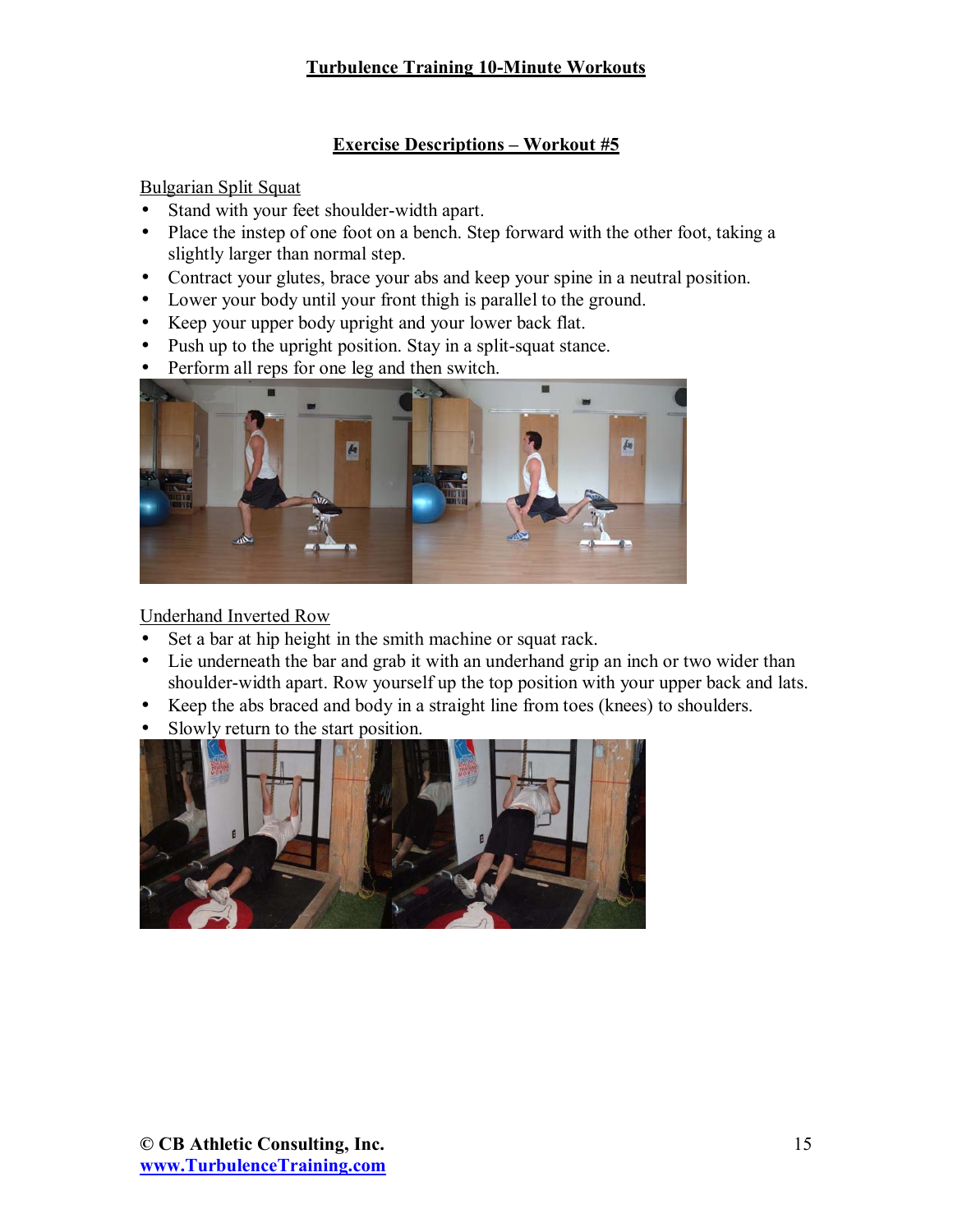## Exercise Descriptions – Workout #5

Bulgarian Split Squat

- Stand with your feet shoulder-width apart.
- Place the instep of one foot on a bench. Step forward with the other foot, taking a slightly larger than normal step.
- Contract your glutes, brace your abs and keep your spine in a neutral position.
- Lower your body until your front thigh is parallel to the ground.
- Keep your upper body upright and your lower back flat.
- Push up to the upright position. Stay in a split-squat stance.
- Perform all reps for one leg and then switch.

Underhand Inverted Row

- Set a bar at hip height in the smith machine or squat rack.
- Lie underneath the bar and grab it with an underhand grip an inch or two wider than shoulder-width apart. Row yourself up the top position with your upper back and lats.
- Keep the abs braced and body in a straight line from toes (knees) to shoulders.
- Slowly return to the start position.

**© CB Athletic Consulting, Inc.**
**www.TurbulenceTraining.com**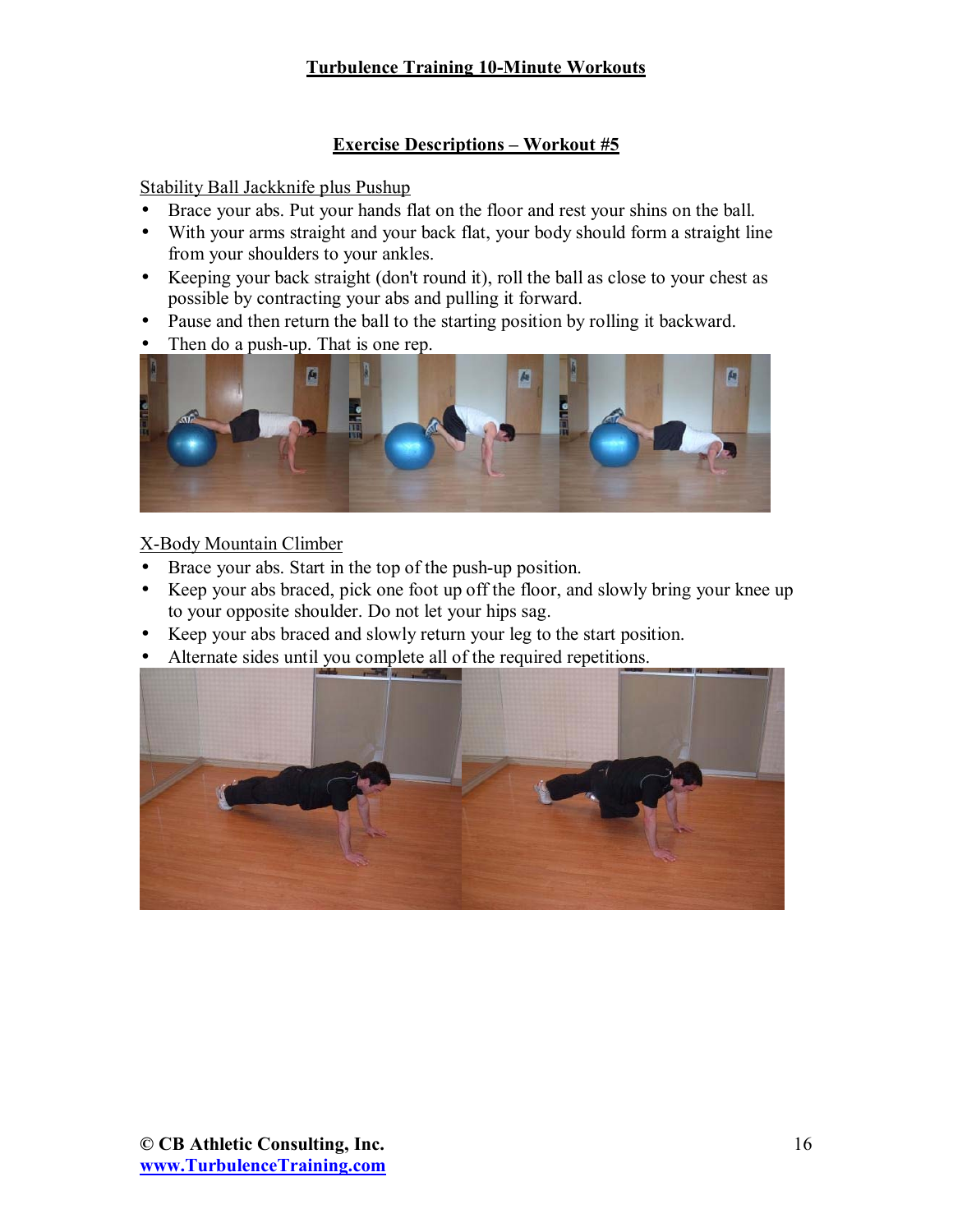## Exercise Descriptions – Workout #5

### Stability Ball Jackknife plus Pushup

- Brace your abs. Put your hands flat on the floor and rest your shins on the ball.
- With your arms straight and your back flat, your body should form a straight line from your shoulders to your ankles.
- Keeping your back straight (don't round it), roll the ball as close to your chest as possible by contracting your abs and pulling it forward.
- Pause and then return the ball to the starting position by rolling it backward.
- Then do a push-up. That is one rep.

### X-Body Mountain Climber

- Brace your abs. Start in the top of the push-up position.
- Keep your abs braced, pick one foot up off the floor, and slowly bring your knee up to your opposite shoulder. Do not let your hips sag.
- Keep your abs braced and slowly return your leg to the start position.
- Alternate sides until you complete all of the required repetitions.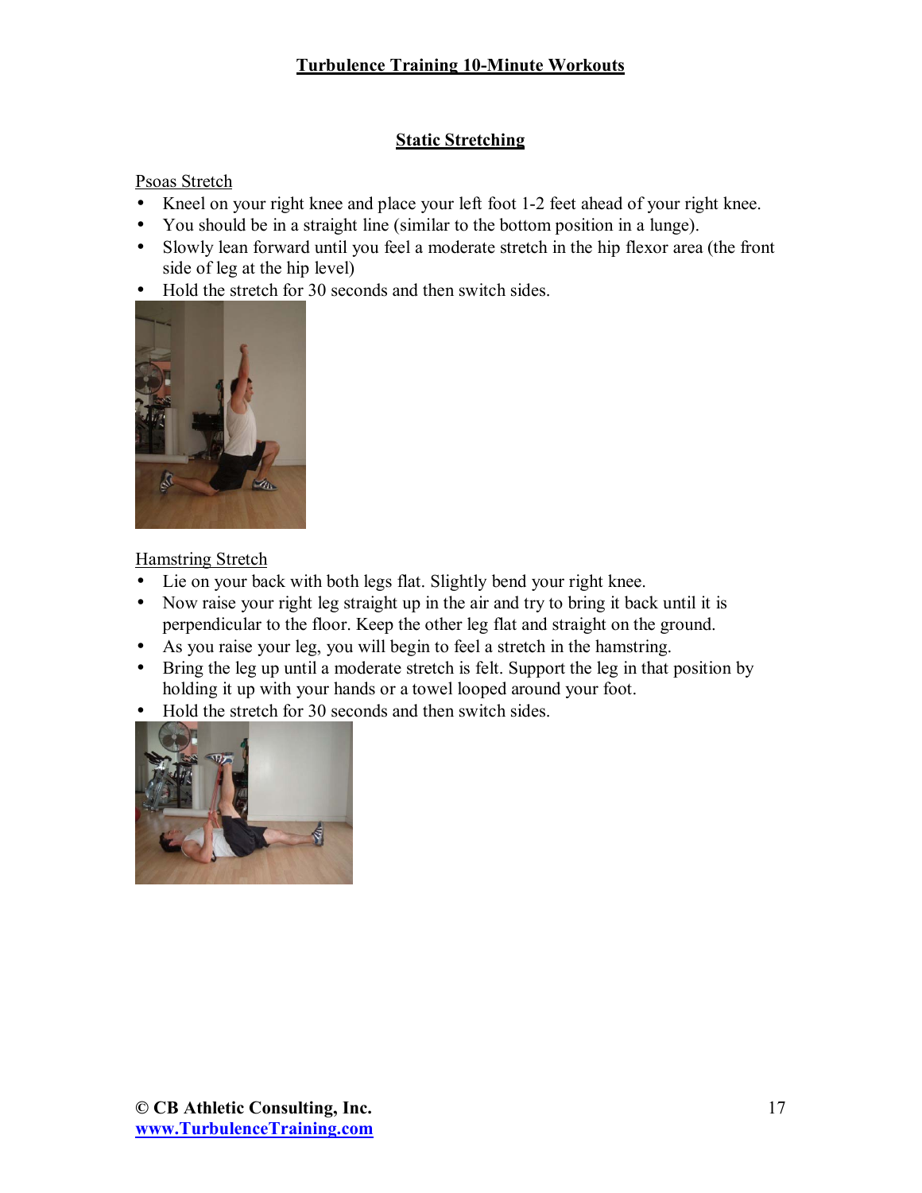## Static Stretching

### Psoas Stretch

- Kneel on your right knee and place your left foot 1-2 feet ahead of your right knee.
- You should be in a straight line (similar to the bottom position in a lunge).
- Slowly lean forward until you feel a moderate stretch in the hip flexor area (the front side of leg at the hip level)
- Hold the stretch for 30 seconds and then switch sides.

### Hamstring Stretch

- Lie on your back with both legs flat. Slightly bend your right knee.
- Now raise your right leg straight up in the air and try to bring it back until it is perpendicular to the floor. Keep the other leg flat and straight on the ground.
- As you raise your leg, you will begin to feel a stretch in the hamstring.
- Bring the leg up until a moderate stretch is felt. Support the leg in that position by holding it up with your hands or a towel looped around your foot.
- Hold the stretch for 30 seconds and then switch sides.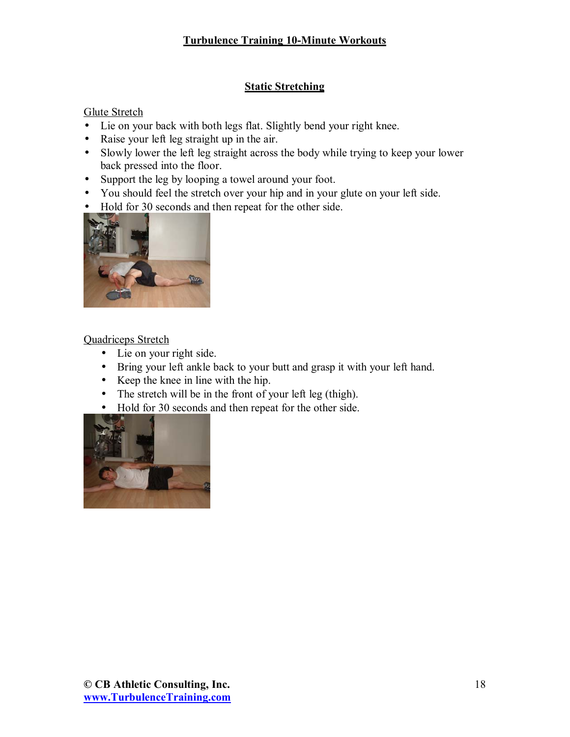## Static Stretching

Glute Stretch

- Lie on your back with both legs flat. Slightly bend your right knee.
- Raise your left leg straight up in the air.
- Slowly lower the left leg straight across the body while trying to keep your lower back pressed into the floor.
- Support the leg by looping a towel around your foot.
- You should feel the stretch over your hip and in your glute on your left side.
- Hold for 30 seconds and then repeat for the other side.

Quadriceps Stretch

- Lie on your right side.
- Bring your left ankle back to your butt and grasp it with your left hand.
- Keep the knee in line with the hip.
- The stretch will be in the front of your left leg (thigh).
- Hold for 30 seconds and then repeat for the other side.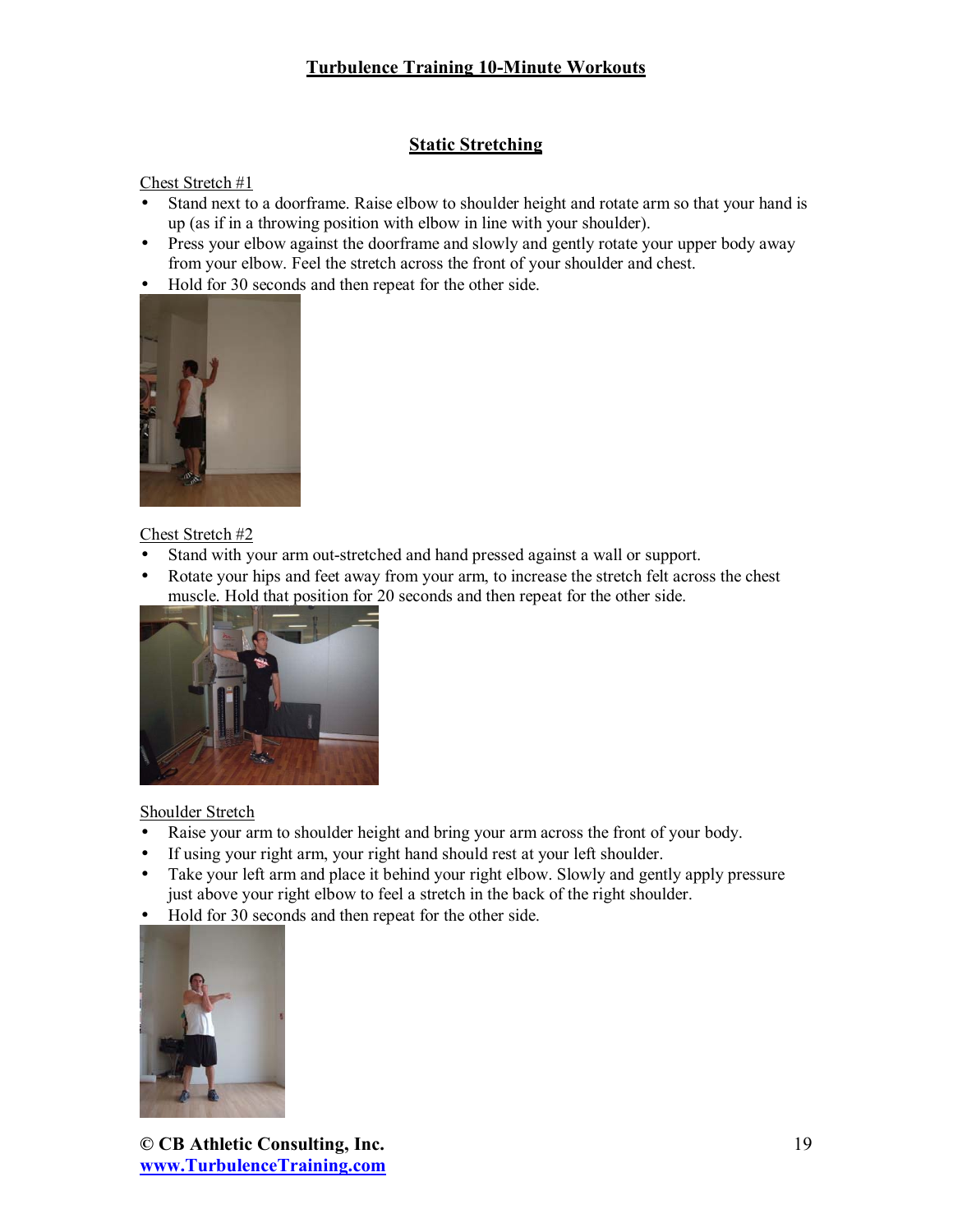## Static Stretching

Chest Stretch #1

- Stand next to a doorframe. Raise elbow to shoulder height and rotate arm so that your hand is up (as if in a throwing position with elbow in line with your shoulder).
- Press your elbow against the doorframe and slowly and gently rotate your upper body away from your elbow. Feel the stretch across the front of your shoulder and chest.
- Hold for 30 seconds and then repeat for the other side.

Chest Stretch #2

- Stand with your arm out-stretched and hand pressed against a wall or support.
- Rotate your hips and feet away from your arm, to increase the stretch felt across the chest muscle. Hold that position for 20 seconds and then repeat for the other side.

Shoulder Stretch

- Raise your arm to shoulder height and bring your arm across the front of your body.
- If using your right arm, your right hand should rest at your left shoulder.
- Take your left arm and place it behind your right elbow. Slowly and gently apply pressure just above your right elbow to feel a stretch in the back of the right shoulder.
- Hold for 30 seconds and then repeat for the other side.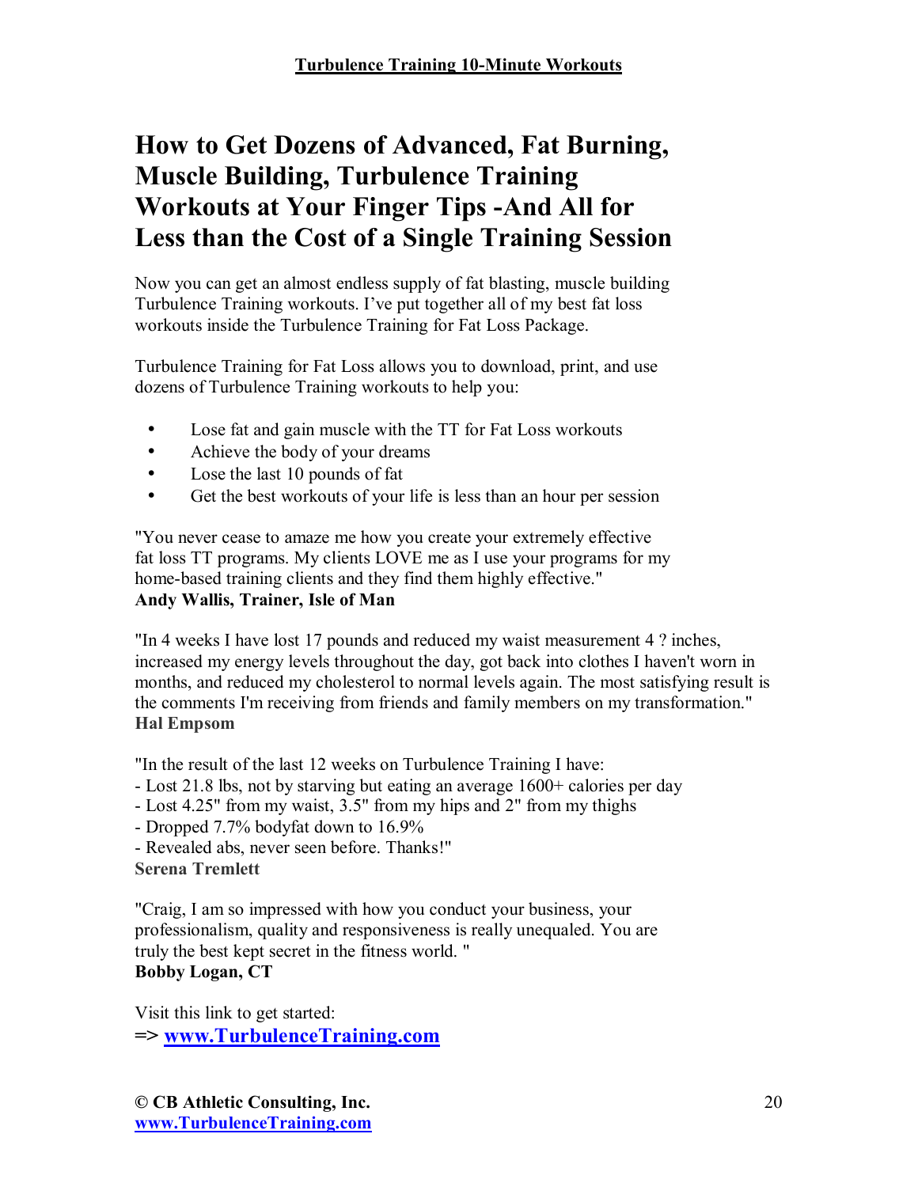# How to Get Dozens of Advanced, Fat Burning, Muscle Building, Turbulence Training Workouts at Your Finger Tips -And All for Less than the Cost of a Single Training Session

Now you can get an almost endless supply of fat blasting, muscle building Turbulence Training workouts. I've put together all of my best fat loss workouts inside the Turbulence Training for Fat Loss Package.

Turbulence Training for Fat Loss allows you to download, print, and use dozens of Turbulence Training workouts to help you:

- Lose fat and gain muscle with the TT for Fat Loss workouts
- Achieve the body of your dreams
- Lose the last 10 pounds of fat
- Get the best workouts of your life is less than an hour per session

"You never cease to amaze me how you create your extremely effective fat loss TT programs. My clients LOVE me as I use your programs for my home-based training clients and they find them highly effective."
**Andy Wallis, Trainer, Isle of Man**

"In 4 weeks I have lost 17 pounds and reduced my waist measurement 4 ? inches, increased my energy levels throughout the day, got back into clothes I haven't worn in months, and reduced my cholesterol to normal levels again. The most satisfying result is the comments I'm receiving from friends and family members on my transformation."
**Hal Empsom**

"In the result of the last 12 weeks on Turbulence Training I have:
- Lost 21.8 lbs, not by starving but eating an average 1600+ calories per day
- Lost 4.25" from my waist, 3.5" from my hips and 2" from my thighs
- Dropped 7.7% bodyfat down to 16.9%
- Revealed abs, never seen before. Thanks!"

**Serena Tremlett**

"Craig, I am so impressed with how you conduct your business, your professionalism, quality and responsiveness is really unequaled. You are truly the best kept secret in the fitness world. "
**Bobby Logan, CT**

Visit this link to get started:
**=> [www.TurbulenceTraining.com](http://www.TurbulenceTraining.com)**